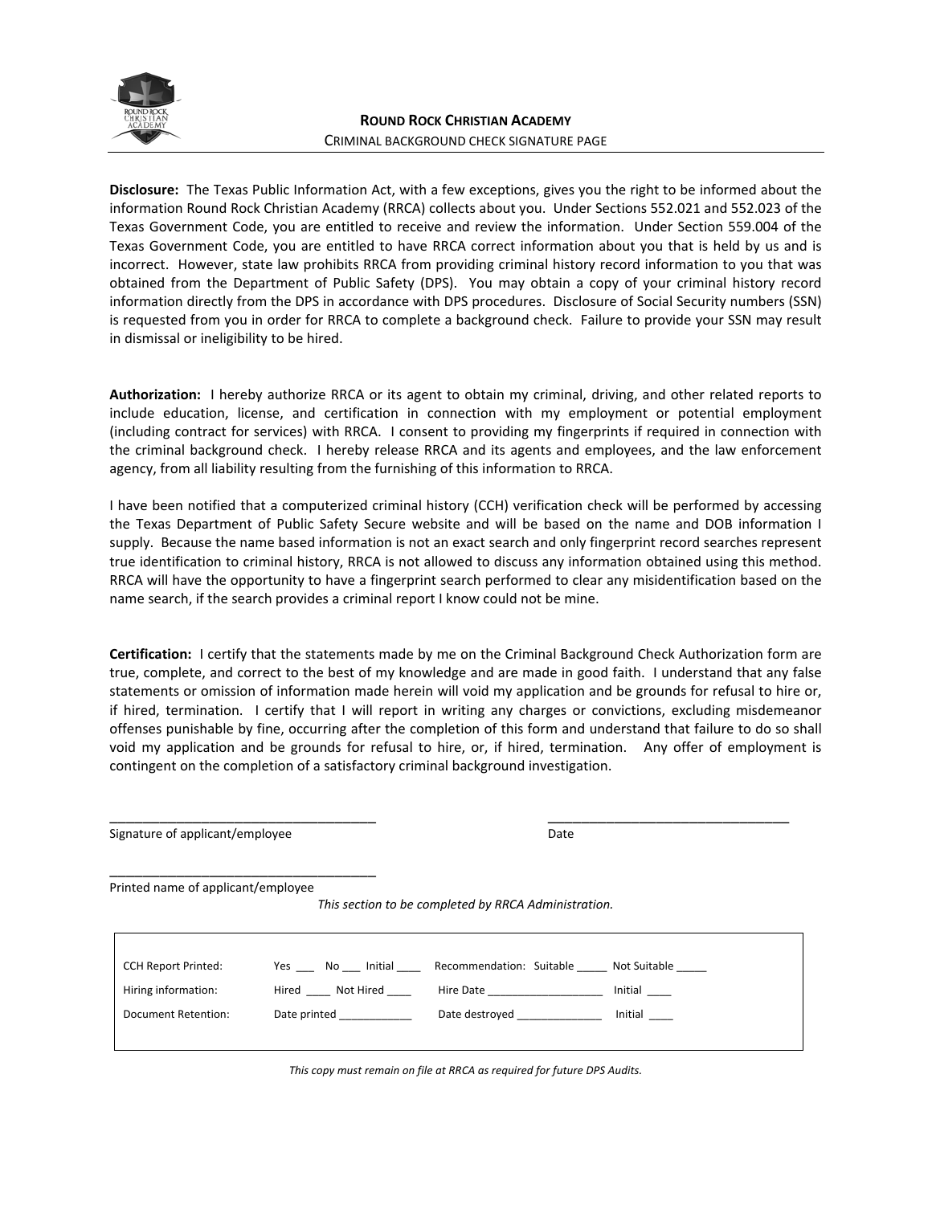## ROUND ROCK CHRISTIAN ACADEMY

CRIMINAL BACKGROUND CHECK SIGNATURE PAGE

**Disclosure:** The Texas Public Information Act, with a few exceptions, gives you the right to be informed about the information Round Rock Christian Academy (RRCA) collects about you. Under Sections 552.021 and 552.023 of the Texas Government Code, you are entitled to receive and review the information. Under Section 559.004 of the Texas Government Code, you are entitled to have RRCA correct information about you that is held by us and is incorrect. However, state law prohibits RRCA from providing criminal history record information to you that was obtained from the Department of Public Safety (DPS). You may obtain a copy of your criminal history record information directly from the DPS in accordance with DPS procedures. Disclosure of Social Security numbers (SSN) is requested from you in order for RRCA to complete a background check. Failure to provide your SSN may result in dismissal or ineligibility to be hired.

**Authorization:** I hereby authorize RRCA or its agent to obtain my criminal, driving, and other related reports to include education, license, and certification in connection with my employment or potential employment (including contract for services) with RRCA. I consent to providing my fingerprints if required in connection with the criminal background check. I hereby release RRCA and its agents and employees, and the law enforcement agency, from all liability resulting from the furnishing of this information to RRCA.

I have been notified that a computerized criminal history (CCH) verification check will be performed by accessing the Texas Department of Public Safety Secure website and will be based on the name and DOB information I supply. Because the name based information is not an exact search and only fingerprint record searches represent true identification to criminal history, RRCA is not allowed to discuss any information obtained using this method. RRCA will have the opportunity to have a fingerprint search performed to clear any misidentification based on the name search, if the search provides a criminal report I know could not be mine.

**Certification:** I certify that the statements made by me on the Criminal Background Check Authorization form are true, complete, and correct to the best of my knowledge and are made in good faith. I understand that any false statements or omission of information made herein will void my application and be grounds for refusal to hire or, if hired, termination. I certify that I will report in writing any charges or convictions, excluding misdemeanor offenses punishable by fine, occurring after the completion of this form and understand that failure to do so shall void my application and be grounds for refusal to hire, or, if hired, termination. Any offer of employment is contingent on the completion of a satisfactory criminal background investigation.

\_\_\_\_\_\_\_\_\_\_\_\_\_\_\_\_\_\_\_\_\_\_\_\_\_\_\_\_\_\_\_\_\_\_\_\_ \_\_\_\_\_\_\_\_\_\_\_\_\_\_\_\_\_\_\_\_\_\_\_\_\_\_\_\_\_\_\_\_\_\_\_\_
Signature of applicant/employee Date

\_\_\_\_\_\_\_\_\_\_\_\_\_\_\_\_\_\_\_\_\_\_\_\_\_\_\_\_\_\_\_\_\_\_\_\_
Printed name of applicant/employee

*This section to be completed by RRCA Administration.*

| | | | |
|---|---|---|---|
| CCH Report Printed: | Yes ___ No ___ Initial ____ | Recommendation: Suitable _____ | Not Suitable _____ |
| Hiring information: | Hired ____ Not Hired ____ | Hire Date ___________________ | Initial ____ |
| Document Retention: | Date printed ____________ | Date destroyed ______________ | Initial ____ |

*This copy must remain on file at RRCA as required for future DPS Audits.*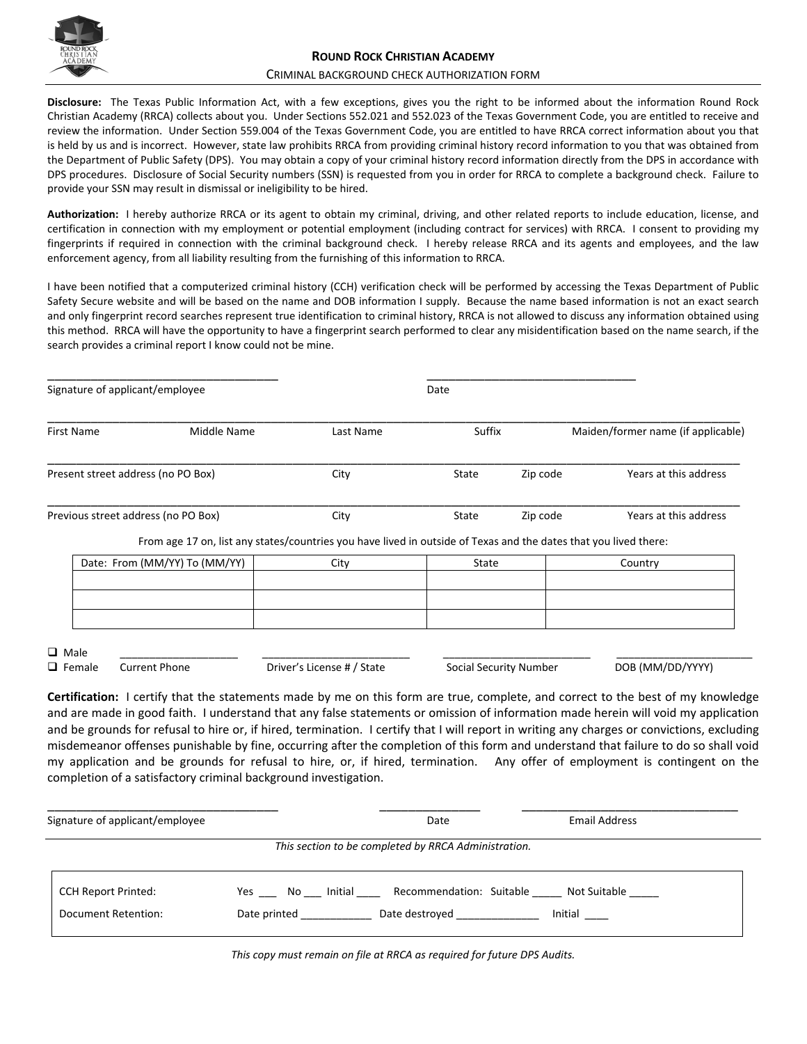**ROUND ROCK CHRISTIAN ACADEMY**

CRIMINAL BACKGROUND CHECK AUTHORIZATION FORM

**Disclosure:** The Texas Public Information Act, with a few exceptions, gives you the right to be informed about the information Round Rock Christian Academy (RRCA) collects about you. Under Sections 552.021 and 552.023 of the Texas Government Code, you are entitled to receive and review the information. Under Section 559.004 of the Texas Government Code, you are entitled to have RRCA correct information about you that is held by us and is incorrect. However, state law prohibits RRCA from providing criminal history record information to you that was obtained from the Department of Public Safety (DPS). You may obtain a copy of your criminal history record information directly from the DPS in accordance with DPS procedures. Disclosure of Social Security numbers (SSN) is requested from you in order for RRCA to complete a background check. Failure to provide your SSN may result in dismissal or ineligibility to be hired.

**Authorization:** I hereby authorize RRCA or its agent to obtain my criminal, driving, and other related reports to include education, license, and certification in connection with my employment or potential employment (including contract for services) with RRCA. I consent to providing my fingerprints if required in connection with the criminal background check. I hereby release RRCA and its agents and employees, and the law enforcement agency, from all liability resulting from the furnishing of this information to RRCA.

I have been notified that a computerized criminal history (CCH) verification check will be performed by accessing the Texas Department of Public Safety Secure website and will be based on the name and DOB information I supply. Because the name based information is not an exact search and only fingerprint record searches represent true identification to criminal history, RRCA is not allowed to discuss any information obtained using this method. RRCA will have the opportunity to have a fingerprint search performed to clear any misidentification based on the name search, if the search provides a criminal report I know could not be mine.

_____________________________________ _____________________________________

Signature of applicant/employee Date

_______________________________________________________________________________________

First Name Middle Name Last Name Suffix Maiden/former name (if applicable)

_______________________________________________________________________________________

Present street address (no PO Box) City State Zip code Years at this address

_______________________________________________________________________________________

Previous street address (no PO Box) City State Zip code Years at this address

From age 17 on, list any states/countries you have lived in outside of Texas and the dates that you lived there:

| Date: From (MM/YY) To (MM/YY) | City | State | Country |
|---|---|---|---|
| | | | |
| | | | |
| | | | |

❑ Male ___________________ ________________________ ________________________ ______________________

❑ Female Current Phone Driver's License # / State Social Security Number DOB (MM/DD/YYYY)

**Certification:** I certify that the statements made by me on this form are true, complete, and correct to the best of my knowledge and are made in good faith. I understand that any false statements or omission of information made herein will void my application and be grounds for refusal to hire or, if hired, termination. I certify that I will report in writing any charges or convictions, excluding misdemeanor offenses punishable by fine, occurring after the completion of this form and understand that failure to do so shall void my application and be grounds for refusal to hire, or, if hired, termination. Any offer of employment is contingent on the completion of a satisfactory criminal background investigation.

_____________________________________ ________________ ___________________________________

Signature of applicant/employee Date Email Address

*This section to be completed by RRCA Administration.*

CCH Report Printed: Yes ___ No ___ Initial ____ Recommendation: Suitable _____ Not Suitable _____

Document Retention: Date printed ____________ Date destroyed ______________ Initial ____

*This copy must remain on file at RRCA as required for future DPS Audits.*